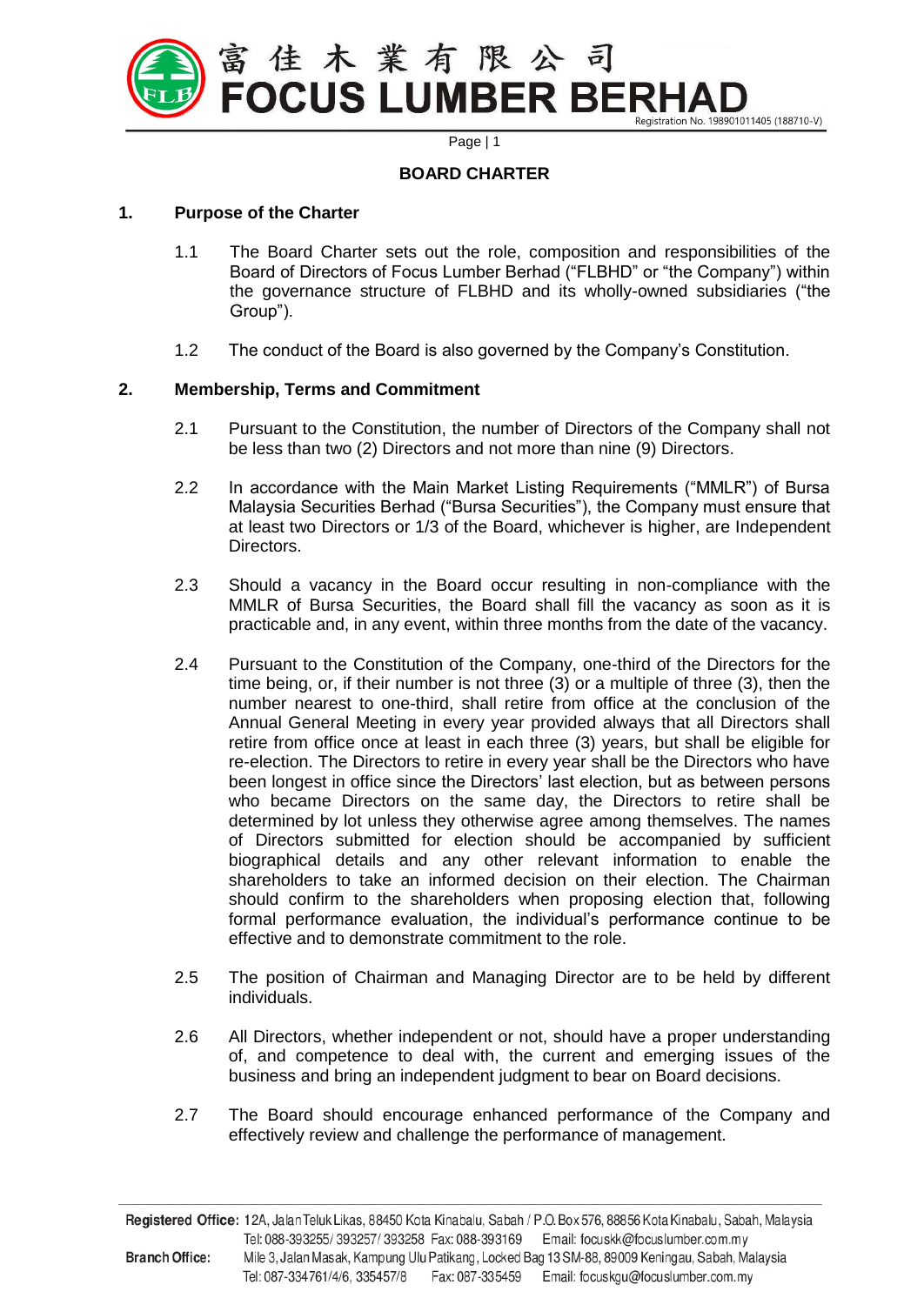# BOARD CHARTER

## 1. Purpose of the Charter

1.1 The Board Charter sets out the role, composition and responsibilities of the Board of Directors of Focus Lumber Berhad ("FLBHD" or "the Company") within the governance structure of FLBHD and its wholly-owned subsidiaries ("the Group").

1.2 The conduct of the Board is also governed by the Company's Constitution.

## 2. Membership, Terms and Commitment

2.1 Pursuant to the Constitution, the number of Directors of the Company shall not be less than two (2) Directors and not more than nine (9) Directors.

2.2 In accordance with the Main Market Listing Requirements ("MMLR") of Bursa Malaysia Securities Berhad ("Bursa Securities"), the Company must ensure that at least two Directors or 1/3 of the Board, whichever is higher, are Independent Directors.

2.3 Should a vacancy in the Board occur resulting in non-compliance with the MMLR of Bursa Securities, the Board shall fill the vacancy as soon as it is practicable and, in any event, within three months from the date of the vacancy.

2.4 Pursuant to the Constitution of the Company, one-third of the Directors for the time being, or, if their number is not three (3) or a multiple of three (3), then the number nearest to one-third, shall retire from office at the conclusion of the Annual General Meeting in every year provided always that all Directors shall retire from office once at least in each three (3) years, but shall be eligible for re-election. The Directors to retire in every year shall be the Directors who have been longest in office since the Directors' last election, but as between persons who became Directors on the same day, the Directors to retire shall be determined by lot unless they otherwise agree among themselves. The names of Directors submitted for election should be accompanied by sufficient biographical details and any other relevant information to enable the shareholders to take an informed decision on their election. The Chairman should confirm to the shareholders when proposing election that, following formal performance evaluation, the individual's performance continue to be effective and to demonstrate commitment to the role.

2.5 The position of Chairman and Managing Director are to be held by different individuals.

2.6 All Directors, whether independent or not, should have a proper understanding of, and competence to deal with, the current and emerging issues of the business and bring an independent judgment to bear on Board decisions.

2.7 The Board should encourage enhanced performance of the Company and effectively review and challenge the performance of management.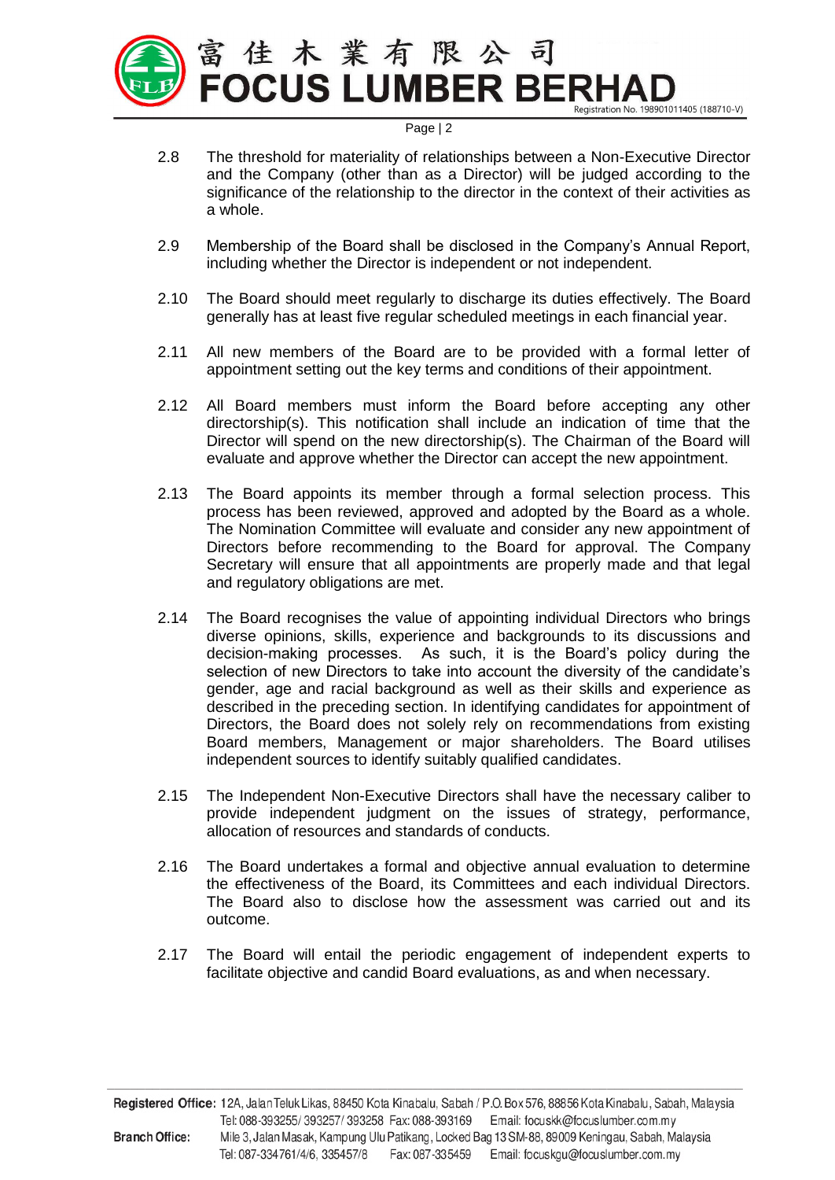2.8 The threshold for materiality of relationships between a Non-Executive Director and the Company (other than as a Director) will be judged according to the significance of the relationship to the director in the context of their activities as a whole.

2.9 Membership of the Board shall be disclosed in the Company's Annual Report, including whether the Director is independent or not independent.

2.10 The Board should meet regularly to discharge its duties effectively. The Board generally has at least five regular scheduled meetings in each financial year.

2.11 All new members of the Board are to be provided with a formal letter of appointment setting out the key terms and conditions of their appointment.

2.12 All Board members must inform the Board before accepting any other directorship(s). This notification shall include an indication of time that the Director will spend on the new directorship(s). The Chairman of the Board will evaluate and approve whether the Director can accept the new appointment.

2.13 The Board appoints its member through a formal selection process. This process has been reviewed, approved and adopted by the Board as a whole. The Nomination Committee will evaluate and consider any new appointment of Directors before recommending to the Board for approval. The Company Secretary will ensure that all appointments are properly made and that legal and regulatory obligations are met.

2.14 The Board recognises the value of appointing individual Directors who brings diverse opinions, skills, experience and backgrounds to its discussions and decision-making processes. As such, it is the Board's policy during the selection of new Directors to take into account the diversity of the candidate's gender, age and racial background as well as their skills and experience as described in the preceding section. In identifying candidates for appointment of Directors, the Board does not solely rely on recommendations from existing Board members, Management or major shareholders. The Board utilises independent sources to identify suitably qualified candidates.

2.15 The Independent Non-Executive Directors shall have the necessary caliber to provide independent judgment on the issues of strategy, performance, allocation of resources and standards of conducts.

2.16 The Board undertakes a formal and objective annual evaluation to determine the effectiveness of the Board, its Committees and each individual Directors. The Board also to disclose how the assessment was carried out and its outcome.

2.17 The Board will entail the periodic engagement of independent experts to facilitate objective and candid Board evaluations, as and when necessary.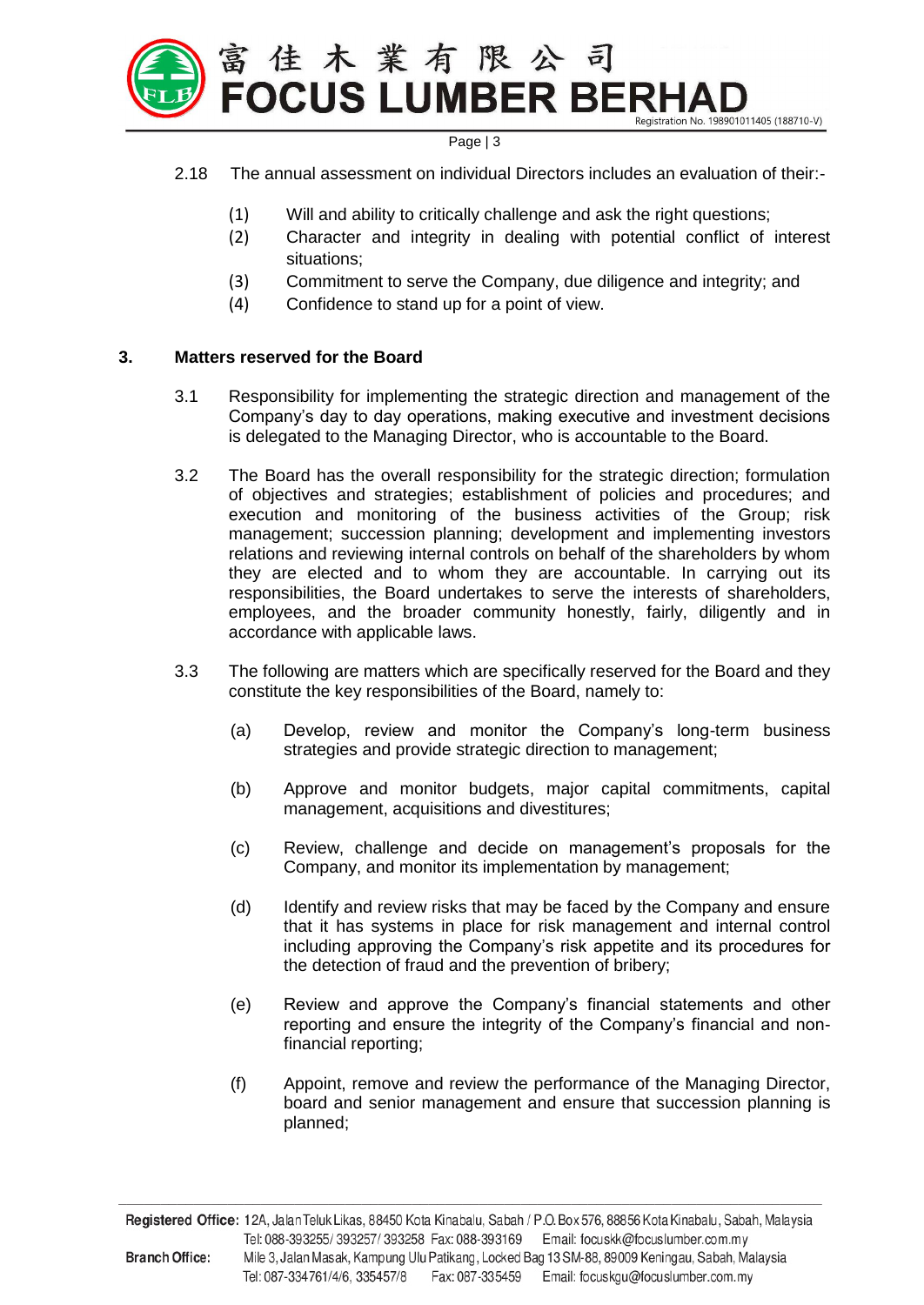2.18 The annual assessment on individual Directors includes an evaluation of their:-

(1) Will and ability to critically challenge and ask the right questions;
(2) Character and integrity in dealing with potential conflict of interest situations;
(3) Commitment to serve the Company, due diligence and integrity; and
(4) Confidence to stand up for a point of view.

## 3. Matters reserved for the Board

3.1 Responsibility for implementing the strategic direction and management of the Company's day to day operations, making executive and investment decisions is delegated to the Managing Director, who is accountable to the Board.

3.2 The Board has the overall responsibility for the strategic direction; formulation of objectives and strategies; establishment of policies and procedures; and execution and monitoring of the business activities of the Group; risk management; succession planning; development and implementing investors relations and reviewing internal controls on behalf of the shareholders by whom they are elected and to whom they are accountable. In carrying out its responsibilities, the Board undertakes to serve the interests of shareholders, employees, and the broader community honestly, fairly, diligently and in accordance with applicable laws.

3.3 The following are matters which are specifically reserved for the Board and they constitute the key responsibilities of the Board, namely to:

(a) Develop, review and monitor the Company's long-term business strategies and provide strategic direction to management;

(b) Approve and monitor budgets, major capital commitments, capital management, acquisitions and divestitures;

(c) Review, challenge and decide on management's proposals for the Company, and monitor its implementation by management;

(d) Identify and review risks that may be faced by the Company and ensure that it has systems in place for risk management and internal control including approving the Company's risk appetite and its procedures for the detection of fraud and the prevention of bribery;

(e) Review and approve the Company's financial statements and other reporting and ensure the integrity of the Company's financial and non-financial reporting;

(f) Appoint, remove and review the performance of the Managing Director, board and senior management and ensure that succession planning is planned;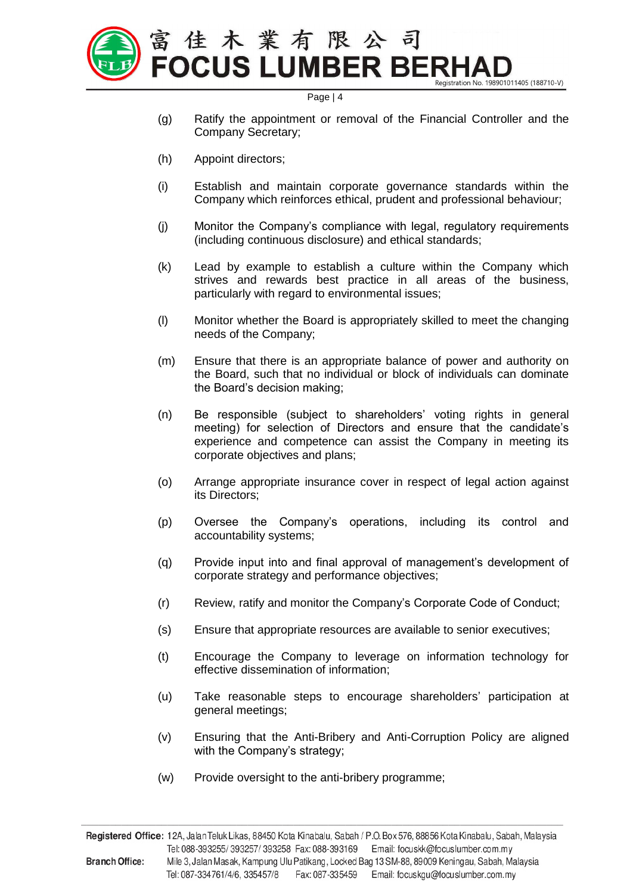(g) Ratify the appointment or removal of the Financial Controller and the Company Secretary;

(h) Appoint directors;

(i) Establish and maintain corporate governance standards within the Company which reinforces ethical, prudent and professional behaviour;

(j) Monitor the Company's compliance with legal, regulatory requirements (including continuous disclosure) and ethical standards;

(k) Lead by example to establish a culture within the Company which strives and rewards best practice in all areas of the business, particularly with regard to environmental issues;

(l) Monitor whether the Board is appropriately skilled to meet the changing needs of the Company;

(m) Ensure that there is an appropriate balance of power and authority on the Board, such that no individual or block of individuals can dominate the Board's decision making;

(n) Be responsible (subject to shareholders' voting rights in general meeting) for selection of Directors and ensure that the candidate's experience and competence can assist the Company in meeting its corporate objectives and plans;

(o) Arrange appropriate insurance cover in respect of legal action against its Directors;

(p) Oversee the Company's operations, including its control and accountability systems;

(q) Provide input into and final approval of management's development of corporate strategy and performance objectives;

(r) Review, ratify and monitor the Company's Corporate Code of Conduct;

(s) Ensure that appropriate resources are available to senior executives;

(t) Encourage the Company to leverage on information technology for effective dissemination of information;

(u) Take reasonable steps to encourage shareholders' participation at general meetings;

(v) Ensuring that the Anti-Bribery and Anti-Corruption Policy are aligned with the Company's strategy;

(w) Provide oversight to the anti-bribery programme;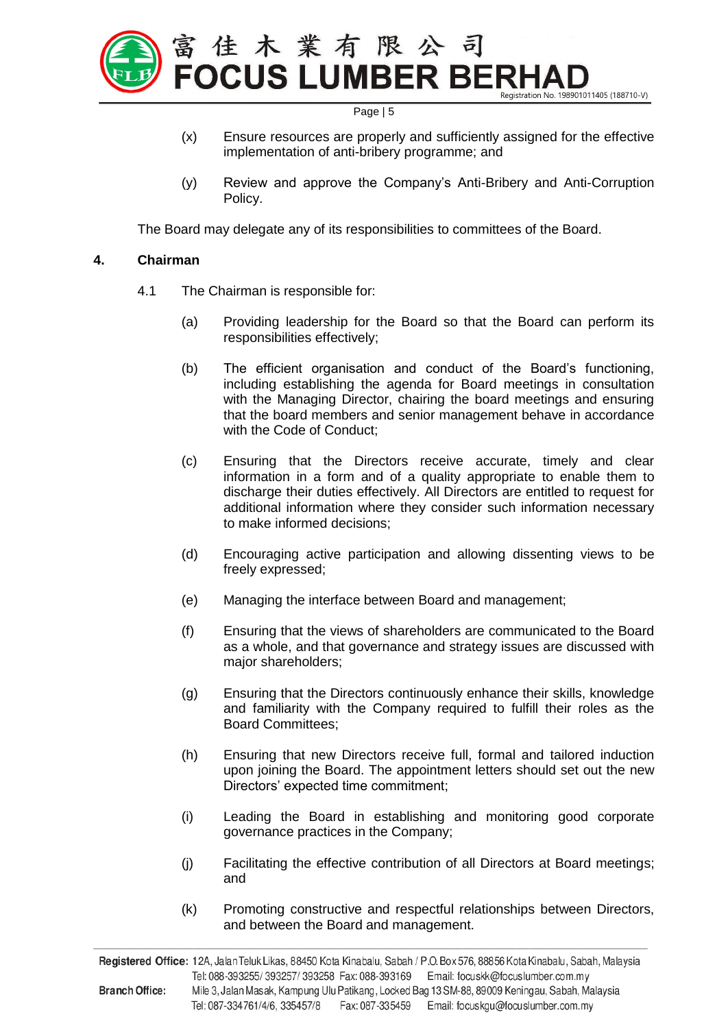(x) Ensure resources are properly and sufficiently assigned for the effective implementation of anti-bribery programme; and

(y) Review and approve the Company's Anti-Bribery and Anti-Corruption Policy.

The Board may delegate any of its responsibilities to committees of the Board.

## 4. Chairman

4.1 The Chairman is responsible for:

(a) Providing leadership for the Board so that the Board can perform its responsibilities effectively;

(b) The efficient organisation and conduct of the Board's functioning, including establishing the agenda for Board meetings in consultation with the Managing Director, chairing the board meetings and ensuring that the board members and senior management behave in accordance with the Code of Conduct;

(c) Ensuring that the Directors receive accurate, timely and clear information in a form and of a quality appropriate to enable them to discharge their duties effectively. All Directors are entitled to request for additional information where they consider such information necessary to make informed decisions;

(d) Encouraging active participation and allowing dissenting views to be freely expressed;

(e) Managing the interface between Board and management;

(f) Ensuring that the views of shareholders are communicated to the Board as a whole, and that governance and strategy issues are discussed with major shareholders;

(g) Ensuring that the Directors continuously enhance their skills, knowledge and familiarity with the Company required to fulfill their roles as the Board Committees;

(h) Ensuring that new Directors receive full, formal and tailored induction upon joining the Board. The appointment letters should set out the new Directors' expected time commitment;

(i) Leading the Board in establishing and monitoring good corporate governance practices in the Company;

(j) Facilitating the effective contribution of all Directors at Board meetings; and

(k) Promoting constructive and respectful relationships between Directors, and between the Board and management.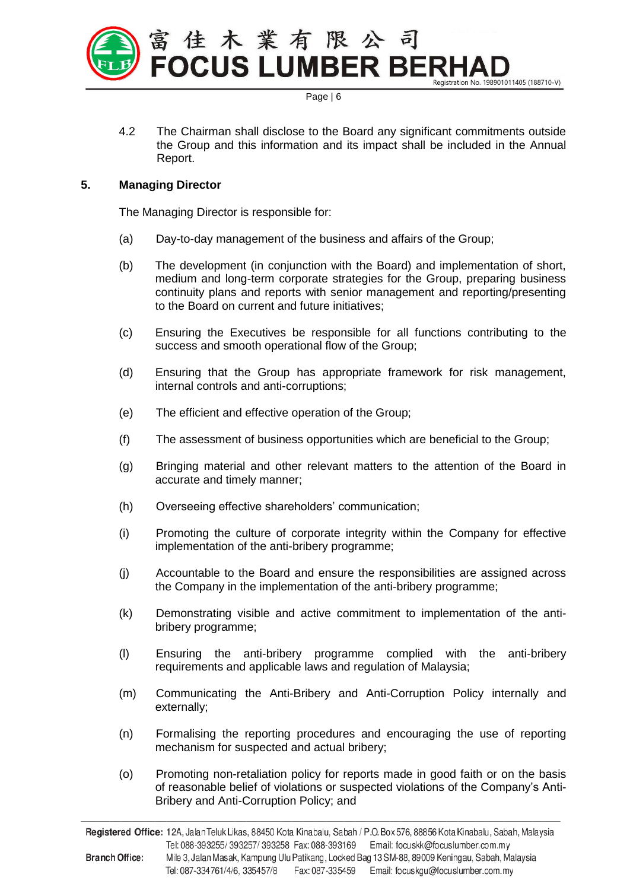4.2 The Chairman shall disclose to the Board any significant commitments outside the Group and this information and its impact shall be included in the Annual Report.

## 5. Managing Director

The Managing Director is responsible for:

(a) Day-to-day management of the business and affairs of the Group;

(b) The development (in conjunction with the Board) and implementation of short, medium and long-term corporate strategies for the Group, preparing business continuity plans and reports with senior management and reporting/presenting to the Board on current and future initiatives;

(c) Ensuring the Executives be responsible for all functions contributing to the success and smooth operational flow of the Group;

(d) Ensuring that the Group has appropriate framework for risk management, internal controls and anti-corruptions;

(e) The efficient and effective operation of the Group;

(f) The assessment of business opportunities which are beneficial to the Group;

(g) Bringing material and other relevant matters to the attention of the Board in accurate and timely manner;

(h) Overseeing effective shareholders' communication;

(i) Promoting the culture of corporate integrity within the Company for effective implementation of the anti-bribery programme;

(j) Accountable to the Board and ensure the responsibilities are assigned across the Company in the implementation of the anti-bribery programme;

(k) Demonstrating visible and active commitment to implementation of the anti-bribery programme;

(l) Ensuring the anti-bribery programme complied with the anti-bribery requirements and applicable laws and regulation of Malaysia;

(m) Communicating the Anti-Bribery and Anti-Corruption Policy internally and externally;

(n) Formalising the reporting procedures and encouraging the use of reporting mechanism for suspected and actual bribery;

(o) Promoting non-retaliation policy for reports made in good faith or on the basis of reasonable belief of violations or suspected violations of the Company's Anti-Bribery and Anti-Corruption Policy; and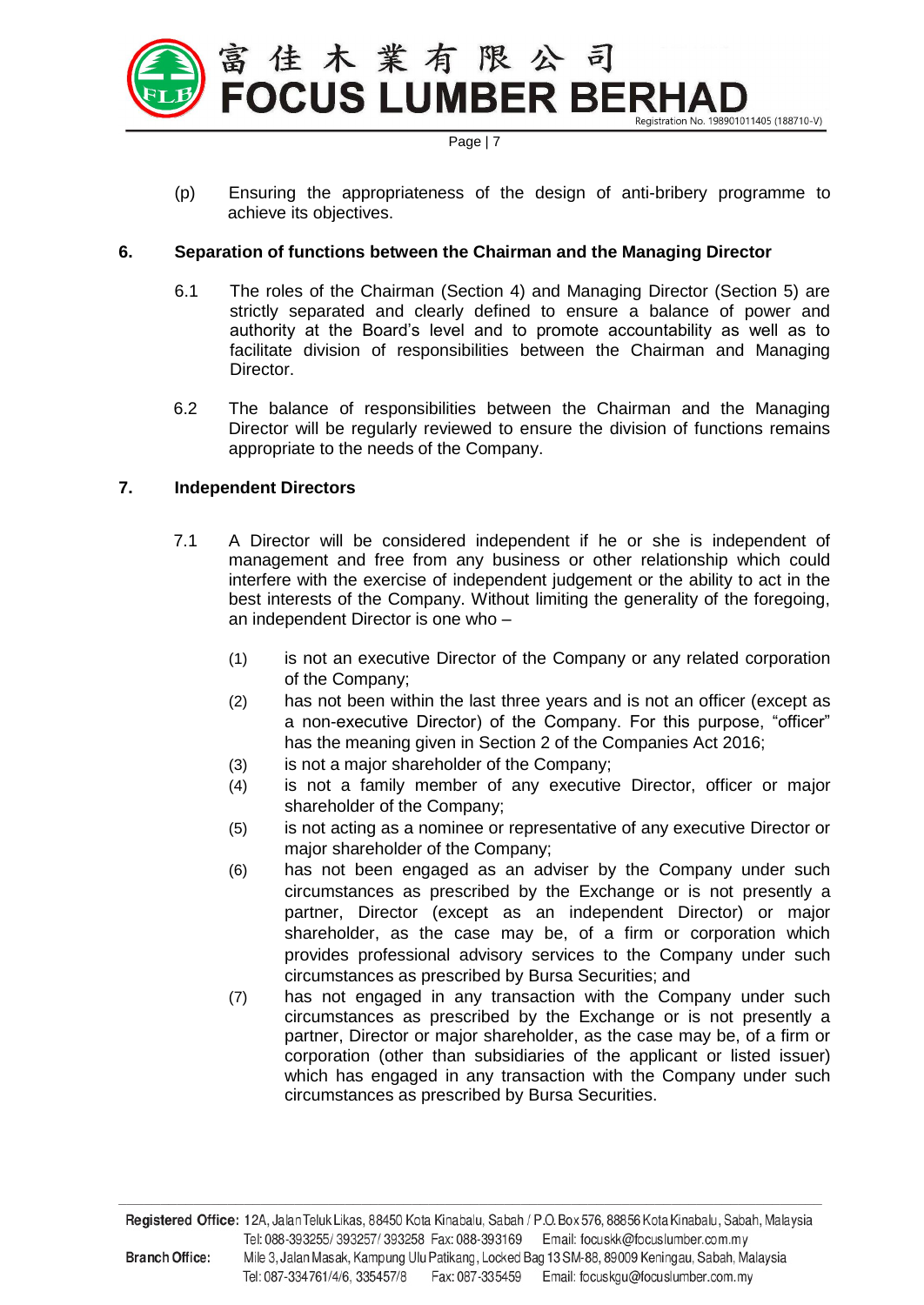(p) Ensuring the appropriateness of the design of anti-bribery programme to achieve its objectives.

## 6. Separation of functions between the Chairman and the Managing Director

6.1 The roles of the Chairman (Section 4) and Managing Director (Section 5) are strictly separated and clearly defined to ensure a balance of power and authority at the Board's level and to promote accountability as well as to facilitate division of responsibilities between the Chairman and Managing Director.

6.2 The balance of responsibilities between the Chairman and the Managing Director will be regularly reviewed to ensure the division of functions remains appropriate to the needs of the Company.

## 7. Independent Directors

7.1 A Director will be considered independent if he or she is independent of management and free from any business or other relationship which could interfere with the exercise of independent judgement or the ability to act in the best interests of the Company. Without limiting the generality of the foregoing, an independent Director is one who –

(1) is not an executive Director of the Company or any related corporation of the Company;

(2) has not been within the last three years and is not an officer (except as a non-executive Director) of the Company. For this purpose, "officer" has the meaning given in Section 2 of the Companies Act 2016;

(3) is not a major shareholder of the Company;

(4) is not a family member of any executive Director, officer or major shareholder of the Company;

(5) is not acting as a nominee or representative of any executive Director or major shareholder of the Company;

(6) has not been engaged as an adviser by the Company under such circumstances as prescribed by the Exchange or is not presently a partner, Director (except as an independent Director) or major shareholder, as the case may be, of a firm or corporation which provides professional advisory services to the Company under such circumstances as prescribed by Bursa Securities; and

(7) has not engaged in any transaction with the Company under such circumstances as prescribed by the Exchange or is not presently a partner, Director or major shareholder, as the case may be, of a firm or corporation (other than subsidiaries of the applicant or listed issuer) which has engaged in any transaction with the Company under such circumstances as prescribed by Bursa Securities.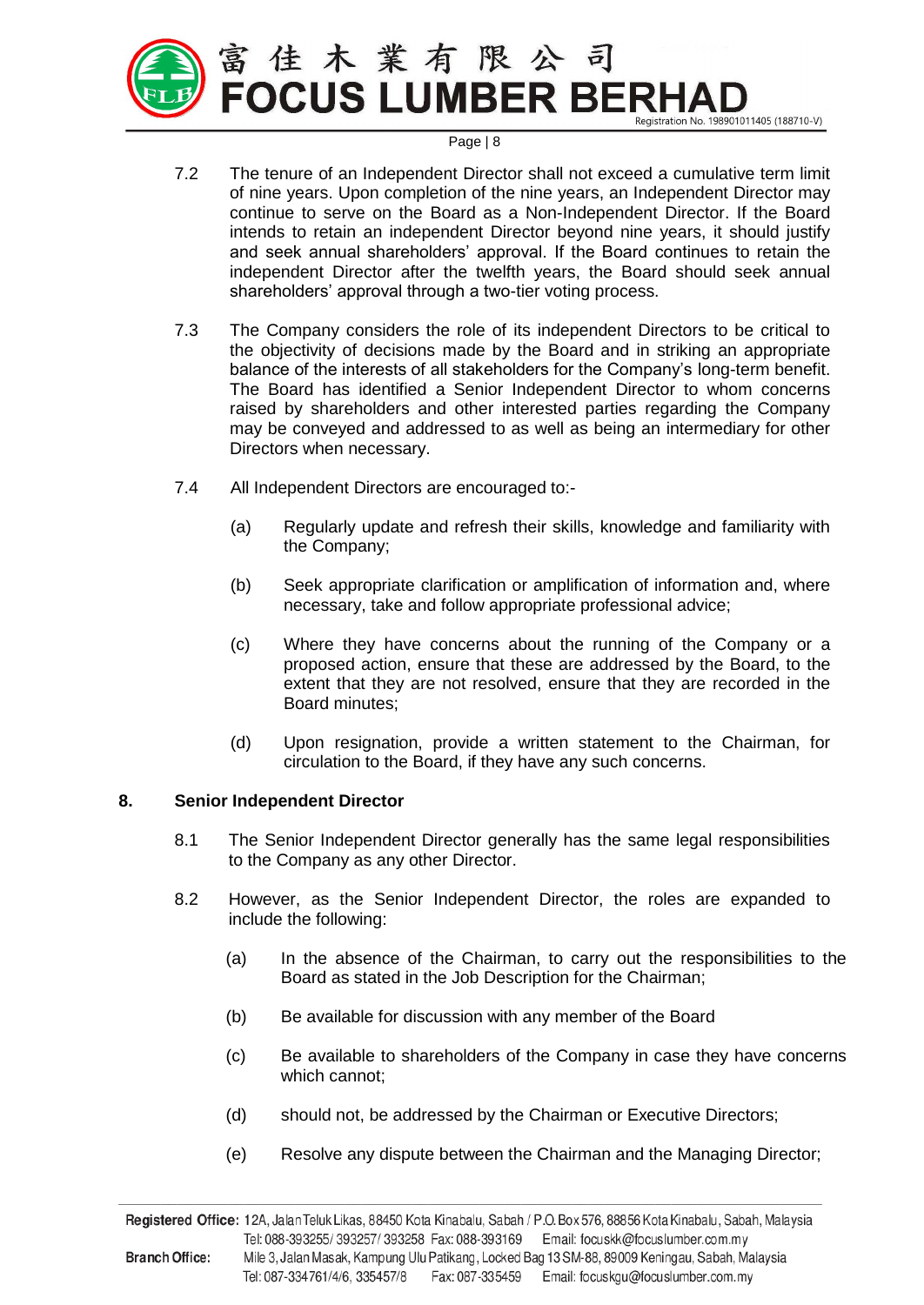7.2 The tenure of an Independent Director shall not exceed a cumulative term limit of nine years. Upon completion of the nine years, an Independent Director may continue to serve on the Board as a Non-Independent Director. If the Board intends to retain an independent Director beyond nine years, it should justify and seek annual shareholders' approval. If the Board continues to retain the independent Director after the twelfth years, the Board should seek annual shareholders' approval through a two-tier voting process.

7.3 The Company considers the role of its independent Directors to be critical to the objectivity of decisions made by the Board and in striking an appropriate balance of the interests of all stakeholders for the Company's long-term benefit. The Board has identified a Senior Independent Director to whom concerns raised by shareholders and other interested parties regarding the Company may be conveyed and addressed to as well as being an intermediary for other Directors when necessary.

7.4 All Independent Directors are encouraged to:-

(a) Regularly update and refresh their skills, knowledge and familiarity with the Company;

(b) Seek appropriate clarification or amplification of information and, where necessary, take and follow appropriate professional advice;

(c) Where they have concerns about the running of the Company or a proposed action, ensure that these are addressed by the Board, to the extent that they are not resolved, ensure that they are recorded in the Board minutes;

(d) Upon resignation, provide a written statement to the Chairman, for circulation to the Board, if they have any such concerns.

## 8. Senior Independent Director

8.1 The Senior Independent Director generally has the same legal responsibilities to the Company as any other Director.

8.2 However, as the Senior Independent Director, the roles are expanded to include the following:

(a) In the absence of the Chairman, to carry out the responsibilities to the Board as stated in the Job Description for the Chairman;

(b) Be available for discussion with any member of the Board

(c) Be available to shareholders of the Company in case they have concerns which cannot;

(d) should not, be addressed by the Chairman or Executive Directors;

(e) Resolve any dispute between the Chairman and the Managing Director;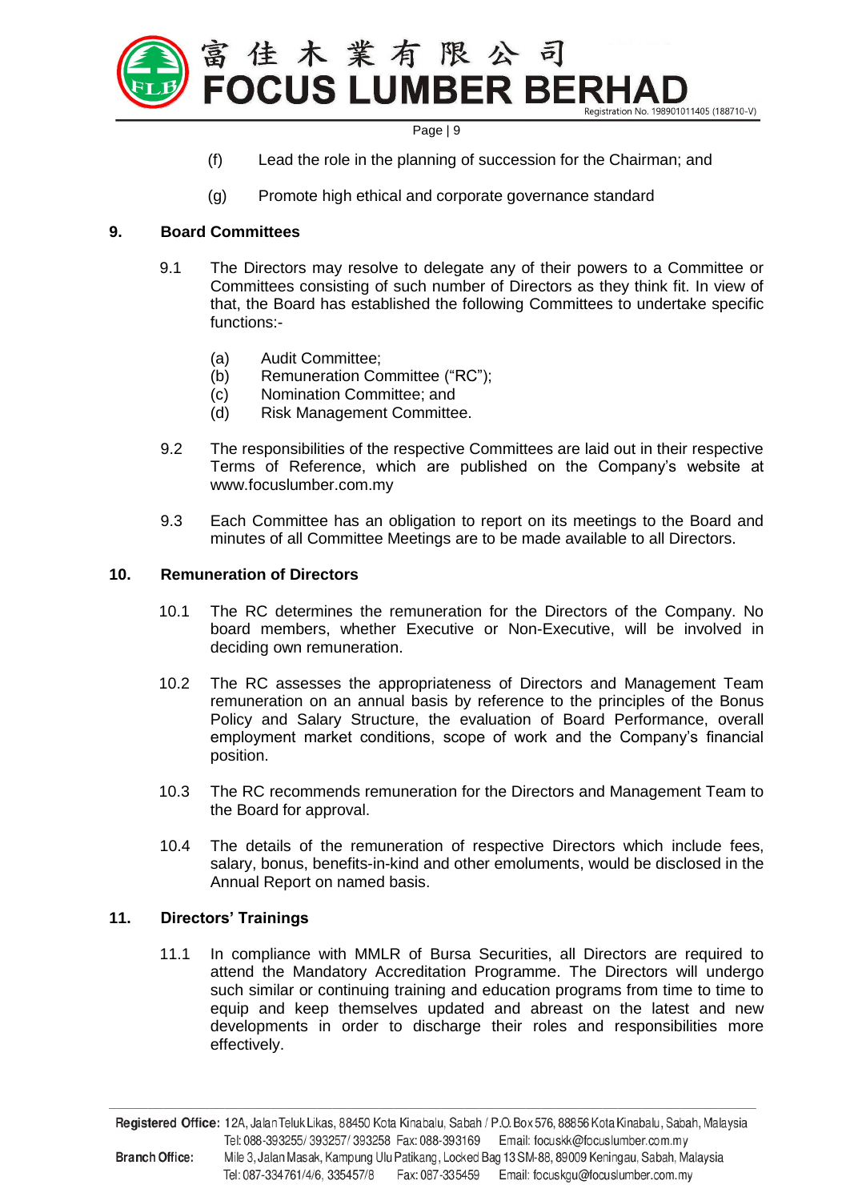(f) Lead the role in the planning of succession for the Chairman; and

(g) Promote high ethical and corporate governance standard

## 9. Board Committees

9.1 The Directors may resolve to delegate any of their powers to a Committee or Committees consisting of such number of Directors as they think fit. In view of that, the Board has established the following Committees to undertake specific functions:-

(a) Audit Committee;
(b) Remuneration Committee ("RC");
(c) Nomination Committee; and
(d) Risk Management Committee.

9.2 The responsibilities of the respective Committees are laid out in their respective Terms of Reference, which are published on the Company's website at www.focuslumber.com.my

9.3 Each Committee has an obligation to report on its meetings to the Board and minutes of all Committee Meetings are to be made available to all Directors.

## 10. Remuneration of Directors

10.1 The RC determines the remuneration for the Directors of the Company. No board members, whether Executive or Non-Executive, will be involved in deciding own remuneration.

10.2 The RC assesses the appropriateness of Directors and Management Team remuneration on an annual basis by reference to the principles of the Bonus Policy and Salary Structure, the evaluation of Board Performance, overall employment market conditions, scope of work and the Company's financial position.

10.3 The RC recommends remuneration for the Directors and Management Team to the Board for approval.

10.4 The details of the remuneration of respective Directors which include fees, salary, bonus, benefits-in-kind and other emoluments, would be disclosed in the Annual Report on named basis.

## 11. Directors' Trainings

11.1 In compliance with MMLR of Bursa Securities, all Directors are required to attend the Mandatory Accreditation Programme. The Directors will undergo such similar or continuing training and education programs from time to time to equip and keep themselves updated and abreast on the latest and new developments in order to discharge their roles and responsibilities more effectively.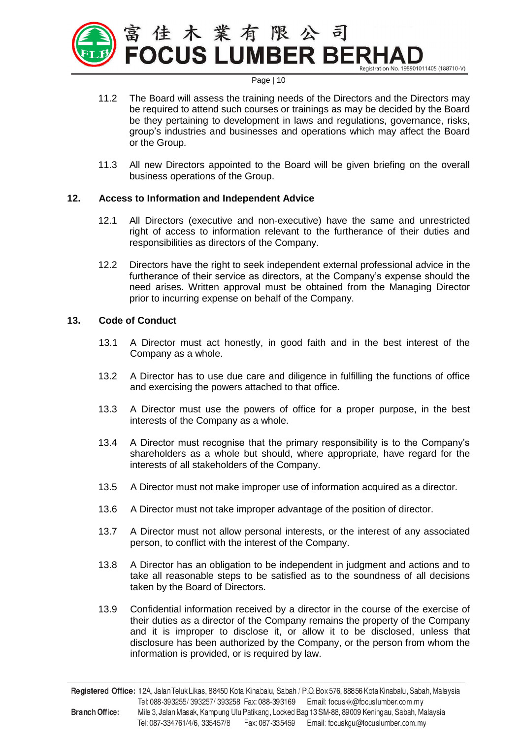11.2 The Board will assess the training needs of the Directors and the Directors may be required to attend such courses or trainings as may be decided by the Board be they pertaining to development in laws and regulations, governance, risks, group's industries and businesses and operations which may affect the Board or the Group.

11.3 All new Directors appointed to the Board will be given briefing on the overall business operations of the Group.

## 12. Access to Information and Independent Advice

12.1 All Directors (executive and non-executive) have the same and unrestricted right of access to information relevant to the furtherance of their duties and responsibilities as directors of the Company.

12.2 Directors have the right to seek independent external professional advice in the furtherance of their service as directors, at the Company's expense should the need arises. Written approval must be obtained from the Managing Director prior to incurring expense on behalf of the Company.

## 13. Code of Conduct

13.1 A Director must act honestly, in good faith and in the best interest of the Company as a whole.

13.2 A Director has to use due care and diligence in fulfilling the functions of office and exercising the powers attached to that office.

13.3 A Director must use the powers of office for a proper purpose, in the best interests of the Company as a whole.

13.4 A Director must recognise that the primary responsibility is to the Company's shareholders as a whole but should, where appropriate, have regard for the interests of all stakeholders of the Company.

13.5 A Director must not make improper use of information acquired as a director.

13.6 A Director must not take improper advantage of the position of director.

13.7 A Director must not allow personal interests, or the interest of any associated person, to conflict with the interest of the Company.

13.8 A Director has an obligation to be independent in judgment and actions and to take all reasonable steps to be satisfied as to the soundness of all decisions taken by the Board of Directors.

13.9 Confidential information received by a director in the course of the exercise of their duties as a director of the Company remains the property of the Company and it is improper to disclose it, or allow it to be disclosed, unless that disclosure has been authorized by the Company, or the person from whom the information is provided, or is required by law.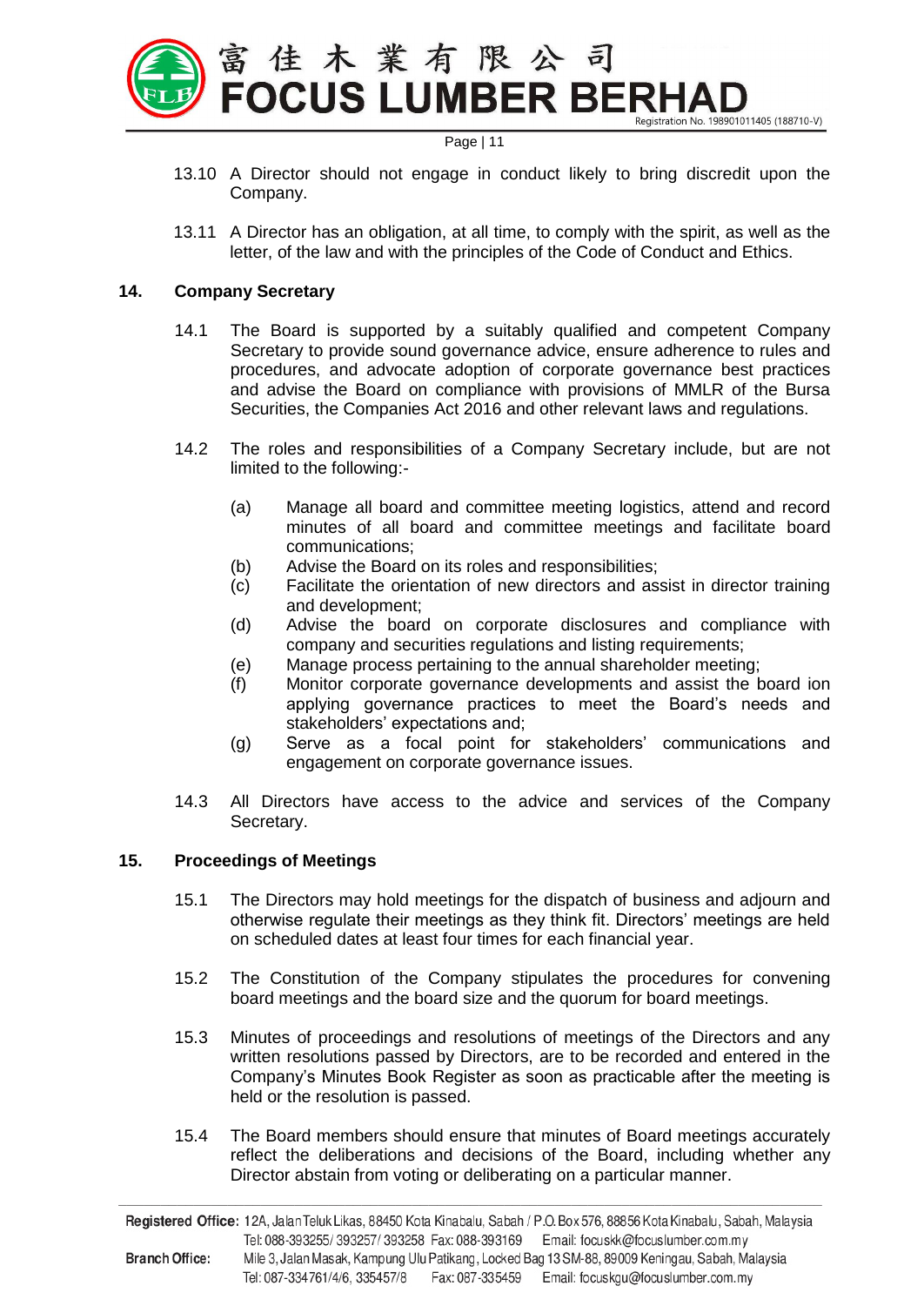13.10 A Director should not engage in conduct likely to bring discredit upon the Company.

13.11 A Director has an obligation, at all time, to comply with the spirit, as well as the letter, of the law and with the principles of the Code of Conduct and Ethics.

## 14. Company Secretary

14.1 The Board is supported by a suitably qualified and competent Company Secretary to provide sound governance advice, ensure adherence to rules and procedures, and advocate adoption of corporate governance best practices and advise the Board on compliance with provisions of MMLR of the Bursa Securities, the Companies Act 2016 and other relevant laws and regulations.

14.2 The roles and responsibilities of a Company Secretary include, but are not limited to the following:-

(a) Manage all board and committee meeting logistics, attend and record minutes of all board and committee meetings and facilitate board communications;
(b) Advise the Board on its roles and responsibilities;
(c) Facilitate the orientation of new directors and assist in director training and development;
(d) Advise the board on corporate disclosures and compliance with company and securities regulations and listing requirements;
(e) Manage process pertaining to the annual shareholder meeting;
(f) Monitor corporate governance developments and assist the board ion applying governance practices to meet the Board's needs and stakeholders' expectations and;
(g) Serve as a focal point for stakeholders' communications and engagement on corporate governance issues.

14.3 All Directors have access to the advice and services of the Company Secretary.

## 15. Proceedings of Meetings

15.1 The Directors may hold meetings for the dispatch of business and adjourn and otherwise regulate their meetings as they think fit. Directors' meetings are held on scheduled dates at least four times for each financial year.

15.2 The Constitution of the Company stipulates the procedures for convening board meetings and the board size and the quorum for board meetings.

15.3 Minutes of proceedings and resolutions of meetings of the Directors and any written resolutions passed by Directors, are to be recorded and entered in the Company's Minutes Book Register as soon as practicable after the meeting is held or the resolution is passed.

15.4 The Board members should ensure that minutes of Board meetings accurately reflect the deliberations and decisions of the Board, including whether any Director abstain from voting or deliberating on a particular manner.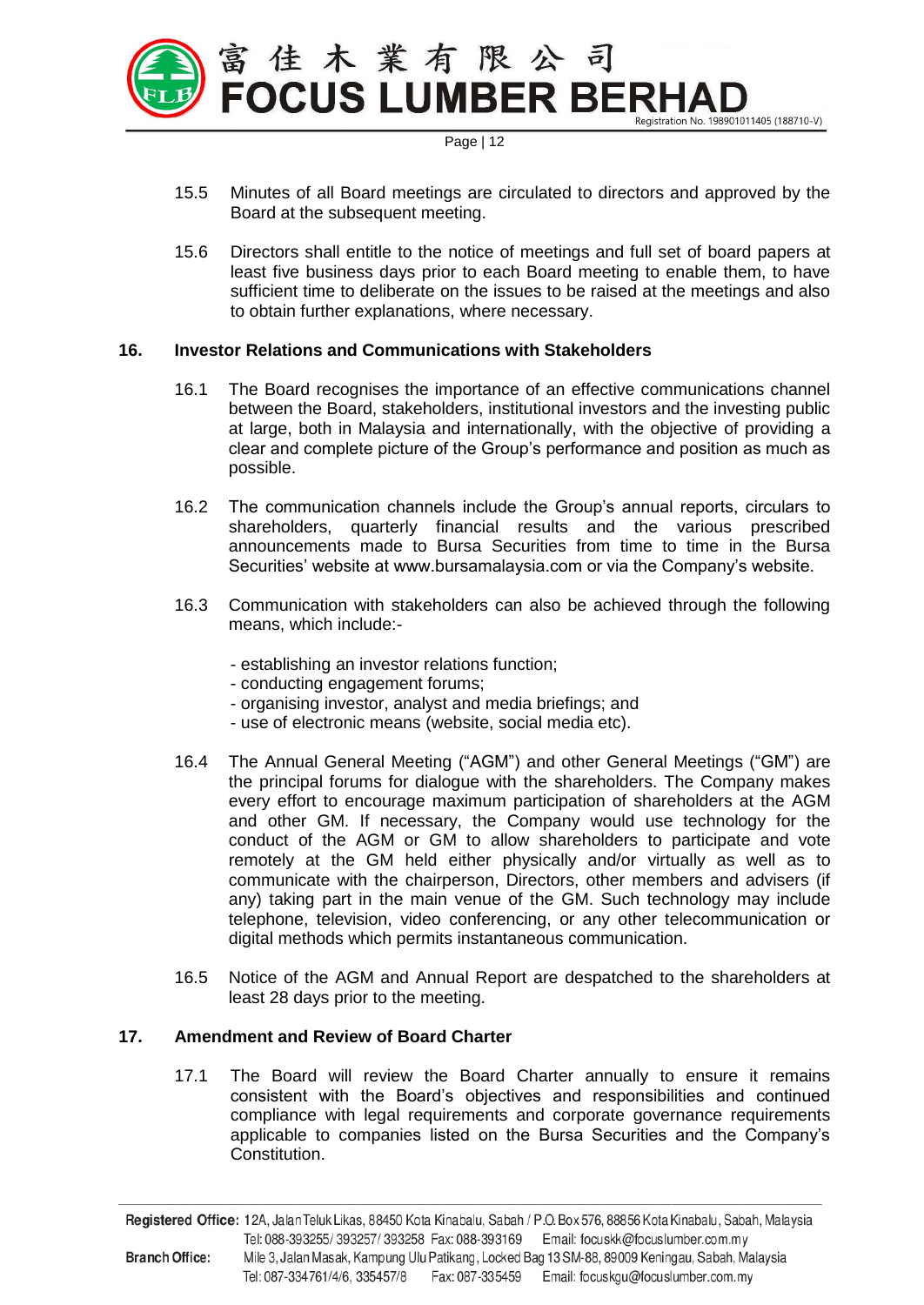15.5 Minutes of all Board meetings are circulated to directors and approved by the Board at the subsequent meeting.

15.6 Directors shall entitle to the notice of meetings and full set of board papers at least five business days prior to each Board meeting to enable them, to have sufficient time to deliberate on the issues to be raised at the meetings and also to obtain further explanations, where necessary.

## 16. Investor Relations and Communications with Stakeholders

16.1 The Board recognises the importance of an effective communications channel between the Board, stakeholders, institutional investors and the investing public at large, both in Malaysia and internationally, with the objective of providing a clear and complete picture of the Group's performance and position as much as possible.

16.2 The communication channels include the Group's annual reports, circulars to shareholders, quarterly financial results and the various prescribed announcements made to Bursa Securities from time to time in the Bursa Securities' website at www.bursamalaysia.com or via the Company's website.

16.3 Communication with stakeholders can also be achieved through the following means, which include:-

- establishing an investor relations function;
- conducting engagement forums;
- organising investor, analyst and media briefings; and
- use of electronic means (website, social media etc).

16.4 The Annual General Meeting ("AGM") and other General Meetings ("GM") are the principal forums for dialogue with the shareholders. The Company makes every effort to encourage maximum participation of shareholders at the AGM and other GM. If necessary, the Company would use technology for the conduct of the AGM or GM to allow shareholders to participate and vote remotely at the GM held either physically and/or virtually as well as to communicate with the chairperson, Directors, other members and advisers (if any) taking part in the main venue of the GM. Such technology may include telephone, television, video conferencing, or any other telecommunication or digital methods which permits instantaneous communication.

16.5 Notice of the AGM and Annual Report are despatched to the shareholders at least 28 days prior to the meeting.

## 17. Amendment and Review of Board Charter

17.1 The Board will review the Board Charter annually to ensure it remains consistent with the Board's objectives and responsibilities and continued compliance with legal requirements and corporate governance requirements applicable to companies listed on the Bursa Securities and the Company's Constitution.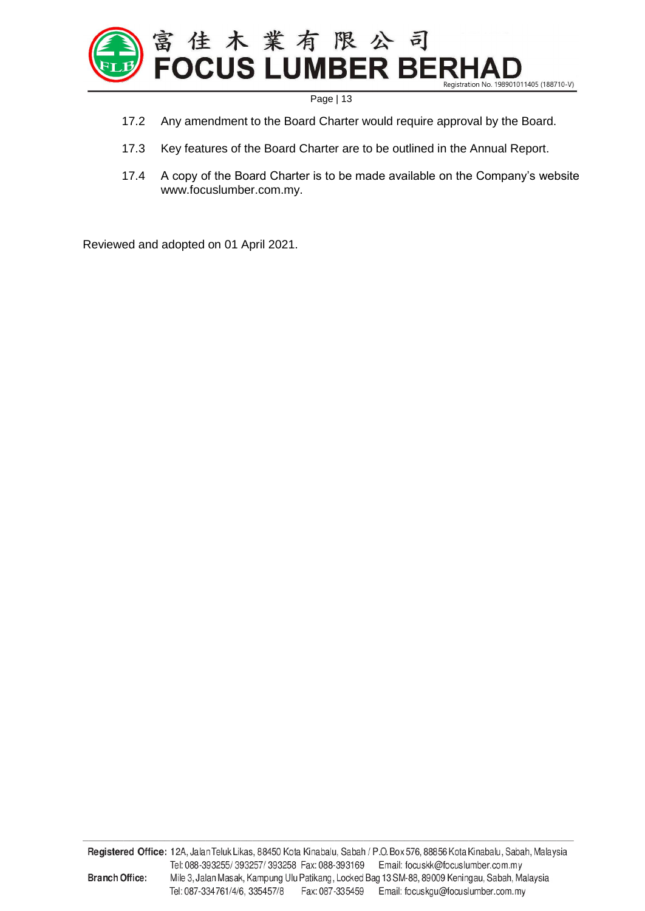17.2 Any amendment to the Board Charter would require approval by the Board.

17.3 Key features of the Board Charter are to be outlined in the Annual Report.

17.4 A copy of the Board Charter is to be made available on the Company's website www.focuslumber.com.my.

Reviewed and adopted on 01 April 2021.